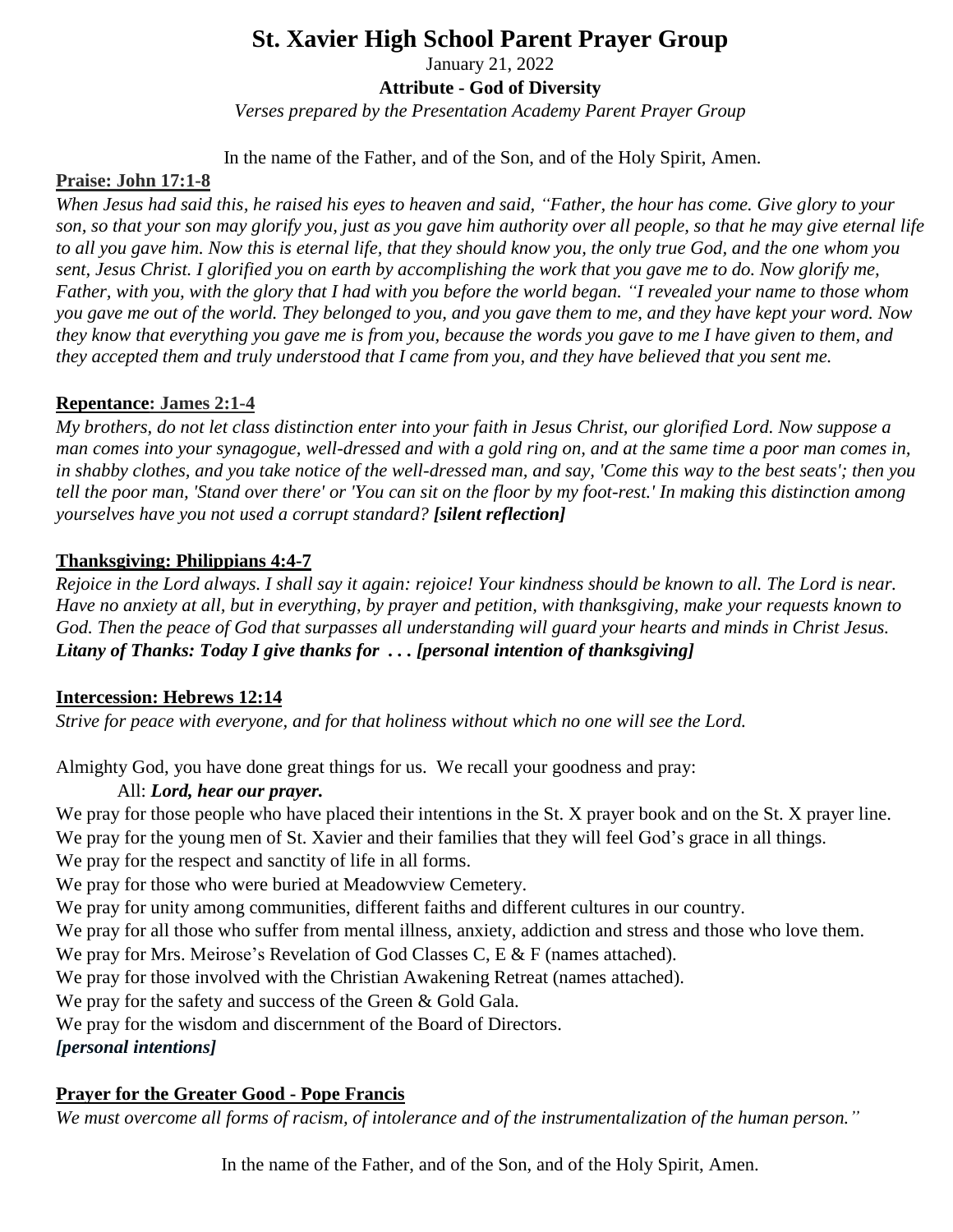# St. Xavier High School Parent Prayer Group

January 21, 2022

**Attribute - God of Diversity**

*Verses prepared by the Presentation Academy Parent Prayer Group*

In the name of the Father, and of the Son, and of the Holy Spirit, Amen.

**Praise: John 17:1-8**

*When Jesus had said this, he raised his eyes to heaven and said, "Father, the hour has come. Give glory to your son, so that your son may glorify you, just as you gave him authority over all people, so that he may give eternal life to all you gave him. Now this is eternal life, that they should know you, the only true God, and the one whom you sent, Jesus Christ. I glorified you on earth by accomplishing the work that you gave me to do. Now glorify me, Father, with you, with the glory that I had with you before the world began. "I revealed your name to those whom you gave me out of the world. They belonged to you, and you gave them to me, and they have kept your word. Now they know that everything you gave me is from you, because the words you gave to me I have given to them, and they accepted them and truly understood that I came from you, and they have believed that you sent me.*

**Repentance: James 2:1-4**

*My brothers, do not let class distinction enter into your faith in Jesus Christ, our glorified Lord. Now suppose a man comes into your synagogue, well-dressed and with a gold ring on, and at the same time a poor man comes in, in shabby clothes, and you take notice of the well-dressed man, and say, 'Come this way to the best seats'; then you tell the poor man, 'Stand over there' or 'You can sit on the floor by my foot-rest.' In making this distinction among yourselves have you not used a corrupt standard?* ***[silent reflection]***

**Thanksgiving: Philippians 4:4-7**

*Rejoice in the Lord always. I shall say it again: rejoice! Your kindness should be known to all. The Lord is near. Have no anxiety at all, but in everything, by prayer and petition, with thanksgiving, make your requests known to God. Then the peace of God that surpasses all understanding will guard your hearts and minds in Christ Jesus.*
***Litany of Thanks: Today I give thanks for . . . [personal intention of thanksgiving]***

**Intercession: Hebrews 12:14**

*Strive for peace with everyone, and for that holiness without which no one will see the Lord.*

Almighty God, you have done great things for us. We recall your goodness and pray:

All: ***Lord, hear our prayer.***

We pray for those people who have placed their intentions in the St. X prayer book and on the St. X prayer line.
We pray for the young men of St. Xavier and their families that they will feel God's grace in all things.
We pray for the respect and sanctity of life in all forms.
We pray for those who were buried at Meadowview Cemetery.
We pray for unity among communities, different faiths and different cultures in our country.
We pray for all those who suffer from mental illness, anxiety, addiction and stress and those who love them.
We pray for Mrs. Meirose's Revelation of God Classes C, E & F (names attached).
We pray for those involved with the Christian Awakening Retreat (names attached).
We pray for the safety and success of the Green & Gold Gala.
We pray for the wisdom and discernment of the Board of Directors.
***[personal intentions]***

**Prayer for the Greater Good - Pope Francis**

*We must overcome all forms of racism, of intolerance and of the instrumentalization of the human person."*

In the name of the Father, and of the Son, and of the Holy Spirit, Amen.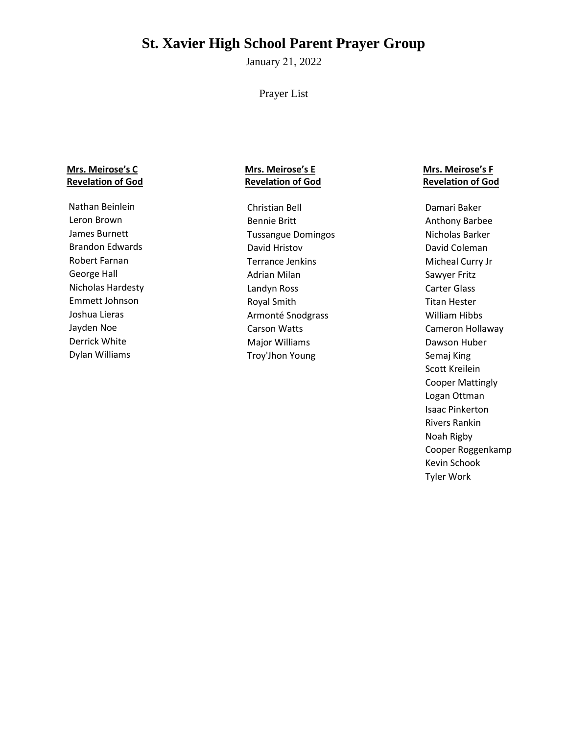# St. Xavier High School Parent Prayer Group

January 21, 2022

Prayer List

**Mrs. Meirose's C**
**Revelation of God**

Nathan Beinlein
Leron Brown
James Burnett
Brandon Edwards
Robert Farnan
George Hall
Nicholas Hardesty
Emmett Johnson
Joshua Lieras
Jayden Noe
Derrick White
Dylan Williams

**Mrs. Meirose's E**
**Revelation of God**

Christian Bell
Bennie Britt
Tussangue Domingos
David Hristov
Terrance Jenkins
Adrian Milan
Landyn Ross
Royal Smith
Armonté Snodgrass
Carson Watts
Major Williams
Troy'Jhon Young

**Mrs. Meirose's F**
**Revelation of God**

Damari Baker
Anthony Barbee
Nicholas Barker
David Coleman
Micheal Curry Jr
Sawyer Fritz
Carter Glass
Titan Hester
William Hibbs
Cameron Hollaway
Dawson Huber
Semaj King
Scott Kreilein
Cooper Mattingly
Logan Ottman
Isaac Pinkerton
Rivers Rankin
Noah Rigby
Cooper Roggenkamp
Kevin Schook
Tyler Work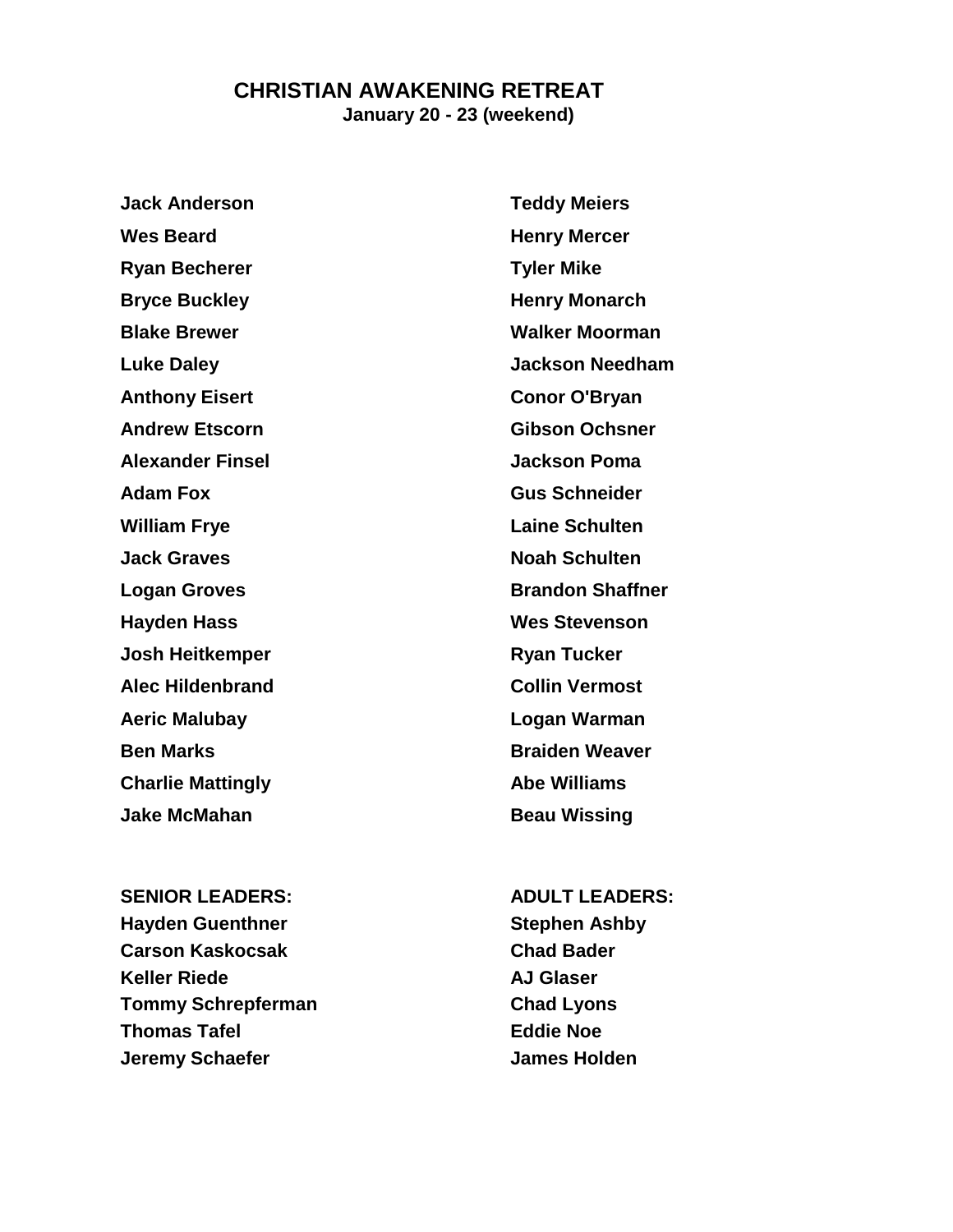# CHRISTIAN AWAKENING RETREAT

**January 20 - 23 (weekend)**

**Jack Anderson**
**Wes Beard**
**Ryan Becherer**
**Bryce Buckley**
**Blake Brewer**
**Luke Daley**
**Anthony Eisert**
**Andrew Etscorn**
**Alexander Finsel**
**Adam Fox**
**William Frye**
**Jack Graves**
**Logan Groves**
**Hayden Hass**
**Josh Heitkemper**
**Alec Hildenbrand**
**Aeric Malubay**
**Ben Marks**
**Charlie Mattingly**
**Jake McMahan**
**Teddy Meiers**
**Henry Mercer**
**Tyler Mike**
**Henry Monarch**
**Walker Moorman**
**Jackson Needham**
**Conor O'Bryan**
**Gibson Ochsner**
**Jackson Poma**
**Gus Schneider**
**Laine Schulten**
**Noah Schulten**
**Brandon Shaffner**
**Wes Stevenson**
**Ryan Tucker**
**Collin Vermost**
**Logan Warman**
**Braiden Weaver**
**Abe Williams**
**Beau Wissing**

**SENIOR LEADERS:**
**Hayden Guenthner**
**Carson Kaskocsak**
**Keller Riede**
**Tommy Schrepferman**
**Thomas Tafel**
**Jeremy Schaefer**

**ADULT LEADERS:**
**Stephen Ashby**
**Chad Bader**
**AJ Glaser**
**Chad Lyons**
**Eddie Noe**
**James Holden**